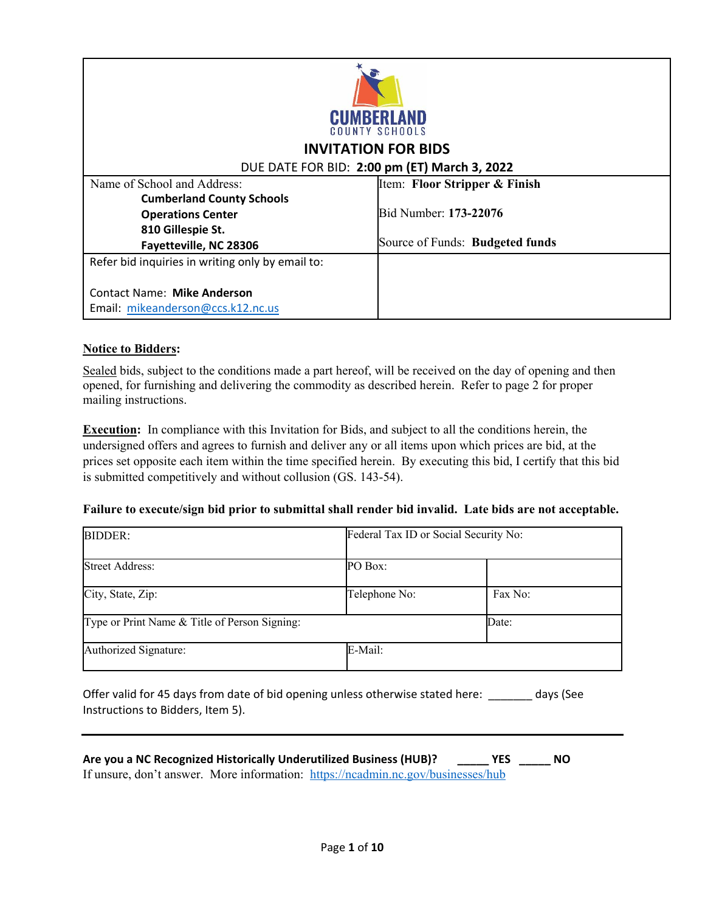**CUMBERLAND COUNTY SCHOOLS**

# INVITATION FOR BIDS

DUE DATE FOR BID: **2:00 pm (ET) March 3, 2022**

| Name of School and Address: **Cumberland County Schools Operations Center 810 Gillespie St. Fayetteville, NC 28306** | Item: **Floor Stripper & Finish** Bid Number: **173-22076** Source of Funds: **Budgeted funds** |
|---|---|
| Refer bid inquiries in writing only by email to: Contact Name: **Mike Anderson** Email: mikeanderson@ccs.k12.nc.us | |

**Notice to Bidders:**

Sealed bids, subject to the conditions made a part hereof, will be received on the day of opening and then opened, for furnishing and delivering the commodity as described herein. Refer to page 2 for proper mailing instructions.

**Execution:** In compliance with this Invitation for Bids, and subject to all the conditions herein, the undersigned offers and agrees to furnish and deliver any or all items upon which prices are bid, at the prices set opposite each item within the time specified herein. By executing this bid, I certify that this bid is submitted competitively and without collusion (GS. 143-54).

**Failure to execute/sign bid prior to submittal shall render bid invalid. Late bids are not acceptable.**

| BIDDER: | Federal Tax ID or Social Security No: | |
|---|---|---|
| Street Address: | PO Box: | |
| City, State, Zip: | Telephone No: | Fax No: |
| Type or Print Name & Title of Person Signing: | | Date: |
| Authorized Signature: | E-Mail: | |

Offer valid for 45 days from date of bid opening unless otherwise stated here: _______ days (See Instructions to Bidders, Item 5).

---

**Are you a NC Recognized Historically Underutilized Business (HUB)? _____ YES _____ NO**

If unsure, don't answer. More information: https://ncadmin.nc.gov/businesses/hub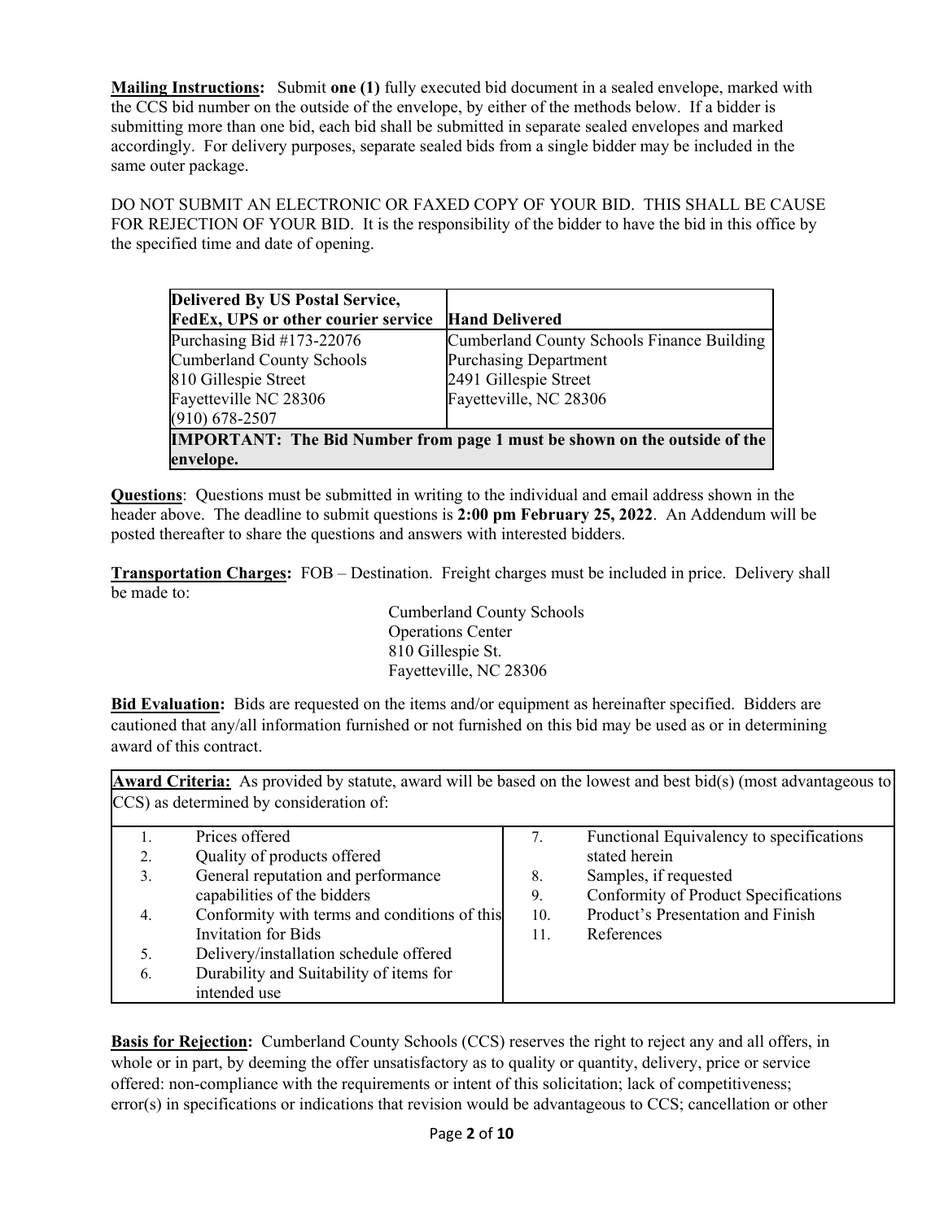**Mailing Instructions:** Submit **one (1)** fully executed bid document in a sealed envelope, marked with the CCS bid number on the outside of the envelope, by either of the methods below. If a bidder is submitting more than one bid, each bid shall be submitted in separate sealed envelopes and marked accordingly. For delivery purposes, separate sealed bids from a single bidder may be included in the same outer package.

DO NOT SUBMIT AN ELECTRONIC OR FAXED COPY OF YOUR BID. THIS SHALL BE CAUSE FOR REJECTION OF YOUR BID. It is the responsibility of the bidder to have the bid in this office by the specified time and date of opening.

| **Delivered By US Postal Service, FedEx, UPS or other courier service** | **Hand Delivered** |
|---|---|
| Purchasing Bid #173-22076<br>Cumberland County Schools<br>810 Gillespie Street<br>Fayetteville NC 28306<br>(910) 678-2507 | Cumberland County Schools Finance Building<br>Purchasing Department<br>2491 Gillespie Street<br>Fayetteville, NC 28306 |
| **IMPORTANT: The Bid Number from page 1 must be shown on the outside of the envelope.** | |

**Questions**: Questions must be submitted in writing to the individual and email address shown in the header above. The deadline to submit questions is **2:00 pm February 25, 2022**. An Addendum will be posted thereafter to share the questions and answers with interested bidders.

**Transportation Charges:** FOB – Destination. Freight charges must be included in price. Delivery shall be made to:

Cumberland County Schools
Operations Center
810 Gillespie St.
Fayetteville, NC 28306

**Bid Evaluation:** Bids are requested on the items and/or equipment as hereinafter specified. Bidders are cautioned that any/all information furnished or not furnished on this bid may be used as or in determining award of this contract.

**Award Criteria:** As provided by statute, award will be based on the lowest and best bid(s) (most advantageous to CCS) as determined by consideration of:

1. Prices offered
2. Quality of products offered
3. General reputation and performance capabilities of the bidders
4. Conformity with terms and conditions of this Invitation for Bids
5. Delivery/installation schedule offered
6. Durability and Suitability of items for intended use
7. Functional Equivalency to specifications stated herein
8. Samples, if requested
9. Conformity of Product Specifications
10. Product's Presentation and Finish
11. References

**Basis for Rejection:** Cumberland County Schools (CCS) reserves the right to reject any and all offers, in whole or in part, by deeming the offer unsatisfactory as to quality or quantity, delivery, price or service offered: non-compliance with the requirements or intent of this solicitation; lack of competitiveness; error(s) in specifications or indications that revision would be advantageous to CCS; cancellation or other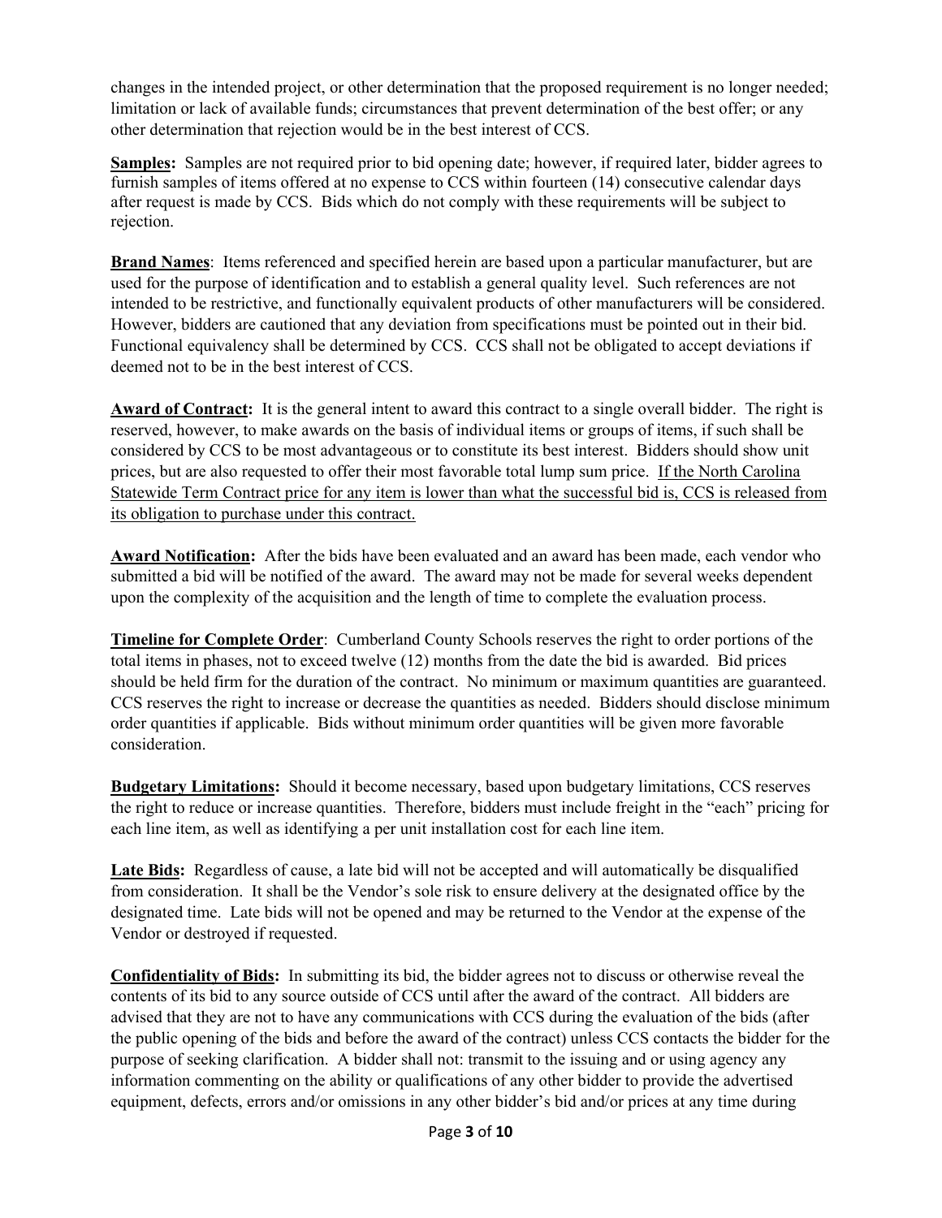changes in the intended project, or other determination that the proposed requirement is no longer needed; limitation or lack of available funds; circumstances that prevent determination of the best offer; or any other determination that rejection would be in the best interest of CCS.

**Samples:** Samples are not required prior to bid opening date; however, if required later, bidder agrees to furnish samples of items offered at no expense to CCS within fourteen (14) consecutive calendar days after request is made by CCS. Bids which do not comply with these requirements will be subject to rejection.

**Brand Names**: Items referenced and specified herein are based upon a particular manufacturer, but are used for the purpose of identification and to establish a general quality level. Such references are not intended to be restrictive, and functionally equivalent products of other manufacturers will be considered. However, bidders are cautioned that any deviation from specifications must be pointed out in their bid. Functional equivalency shall be determined by CCS. CCS shall not be obligated to accept deviations if deemed not to be in the best interest of CCS.

**Award of Contract:** It is the general intent to award this contract to a single overall bidder. The right is reserved, however, to make awards on the basis of individual items or groups of items, if such shall be considered by CCS to be most advantageous or to constitute its best interest. Bidders should show unit prices, but are also requested to offer their most favorable total lump sum price. <u>If the North Carolina Statewide Term Contract price for any item is lower than what the successful bid is, CCS is released from its obligation to purchase under this contract.</u>

**Award Notification:** After the bids have been evaluated and an award has been made, each vendor who submitted a bid will be notified of the award. The award may not be made for several weeks dependent upon the complexity of the acquisition and the length of time to complete the evaluation process.

**Timeline for Complete Order**: Cumberland County Schools reserves the right to order portions of the total items in phases, not to exceed twelve (12) months from the date the bid is awarded. Bid prices should be held firm for the duration of the contract. No minimum or maximum quantities are guaranteed. CCS reserves the right to increase or decrease the quantities as needed. Bidders should disclose minimum order quantities if applicable. Bids without minimum order quantities will be given more favorable consideration.

**Budgetary Limitations:** Should it become necessary, based upon budgetary limitations, CCS reserves the right to reduce or increase quantities. Therefore, bidders must include freight in the "each" pricing for each line item, as well as identifying a per unit installation cost for each line item.

**Late Bids:** Regardless of cause, a late bid will not be accepted and will automatically be disqualified from consideration. It shall be the Vendor's sole risk to ensure delivery at the designated office by the designated time. Late bids will not be opened and may be returned to the Vendor at the expense of the Vendor or destroyed if requested.

**Confidentiality of Bids:** In submitting its bid, the bidder agrees not to discuss or otherwise reveal the contents of its bid to any source outside of CCS until after the award of the contract. All bidders are advised that they are not to have any communications with CCS during the evaluation of the bids (after the public opening of the bids and before the award of the contract) unless CCS contacts the bidder for the purpose of seeking clarification. A bidder shall not: transmit to the issuing and or using agency any information commenting on the ability or qualifications of any other bidder to provide the advertised equipment, defects, errors and/or omissions in any other bidder's bid and/or prices at any time during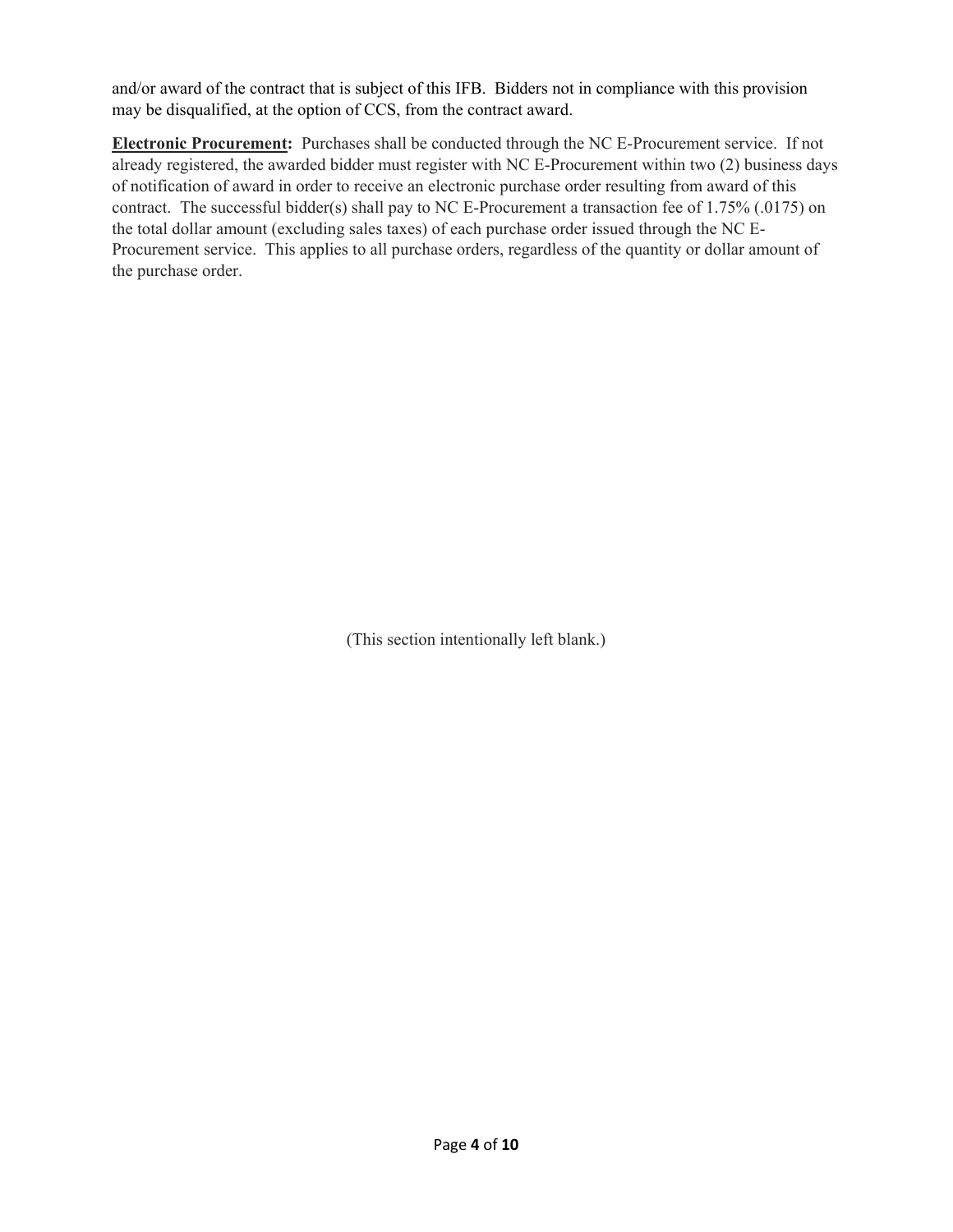and/or award of the contract that is subject of this IFB. Bidders not in compliance with this provision may be disqualified, at the option of CCS, from the contract award.

**Electronic Procurement:** Purchases shall be conducted through the NC E-Procurement service. If not already registered, the awarded bidder must register with NC E-Procurement within two (2) business days of notification of award in order to receive an electronic purchase order resulting from award of this contract. The successful bidder(s) shall pay to NC E-Procurement a transaction fee of 1.75% (.0175) on the total dollar amount (excluding sales taxes) of each purchase order issued through the NC E-Procurement service. This applies to all purchase orders, regardless of the quantity or dollar amount of the purchase order.

(This section intentionally left blank.)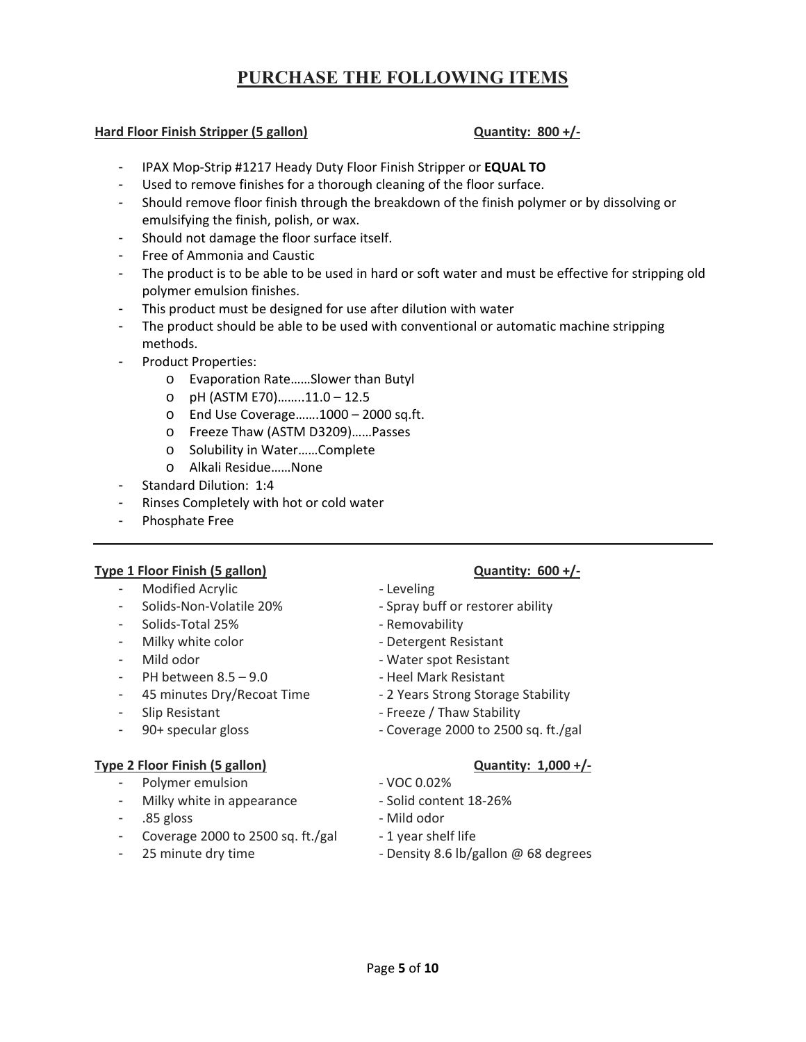# PURCHASE THE FOLLOWING ITEMS

**Hard Floor Finish Stripper (5 gallon)** **Quantity: 800 +/-**

- IPAX Mop-Strip #1217 Heady Duty Floor Finish Stripper or **EQUAL TO**
- Used to remove finishes for a thorough cleaning of the floor surface.
- Should remove floor finish through the breakdown of the finish polymer or by dissolving or emulsifying the finish, polish, or wax.
- Should not damage the floor surface itself.
- Free of Ammonia and Caustic
- The product is to be able to be used in hard or soft water and must be effective for stripping old polymer emulsion finishes.
- This product must be designed for use after dilution with water
- The product should be able to be used with conventional or automatic machine stripping methods.
- Product Properties:
  - Evaporation Rate……Slower than Butyl
  - pH (ASTM E70)……..11.0 – 12.5
  - End Use Coverage…….1000 – 2000 sq.ft.
  - Freeze Thaw (ASTM D3209)……Passes
  - Solubility in Water……Complete
  - Alkali Residue……None
- Standard Dilution: 1:4
- Rinses Completely with hot or cold water
- Phosphate Free

---

**Type 1 Floor Finish (5 gallon)** **Quantity: 600 +/-**

- Modified Acrylic
- Solids-Non-Volatile 20%
- Solids-Total 25%
- Milky white color
- Mild odor
- PH between 8.5 – 9.0
- 45 minutes Dry/Recoat Time
- Slip Resistant
- 90+ specular gloss
- Leveling
- Spray buff or restorer ability
- Removability
- Detergent Resistant
- Water spot Resistant
- Heel Mark Resistant
- 2 Years Strong Storage Stability
- Freeze / Thaw Stability
- Coverage 2000 to 2500 sq. ft./gal

**Type 2 Floor Finish (5 gallon)** **Quantity: 1,000 +/-**

- Polymer emulsion
- Milky white in appearance
- .85 gloss
- Coverage 2000 to 2500 sq. ft./gal
- 25 minute dry time
- VOC 0.02%
- Solid content 18-26%
- Mild odor
- 1 year shelf life
- Density 8.6 lb/gallon @ 68 degrees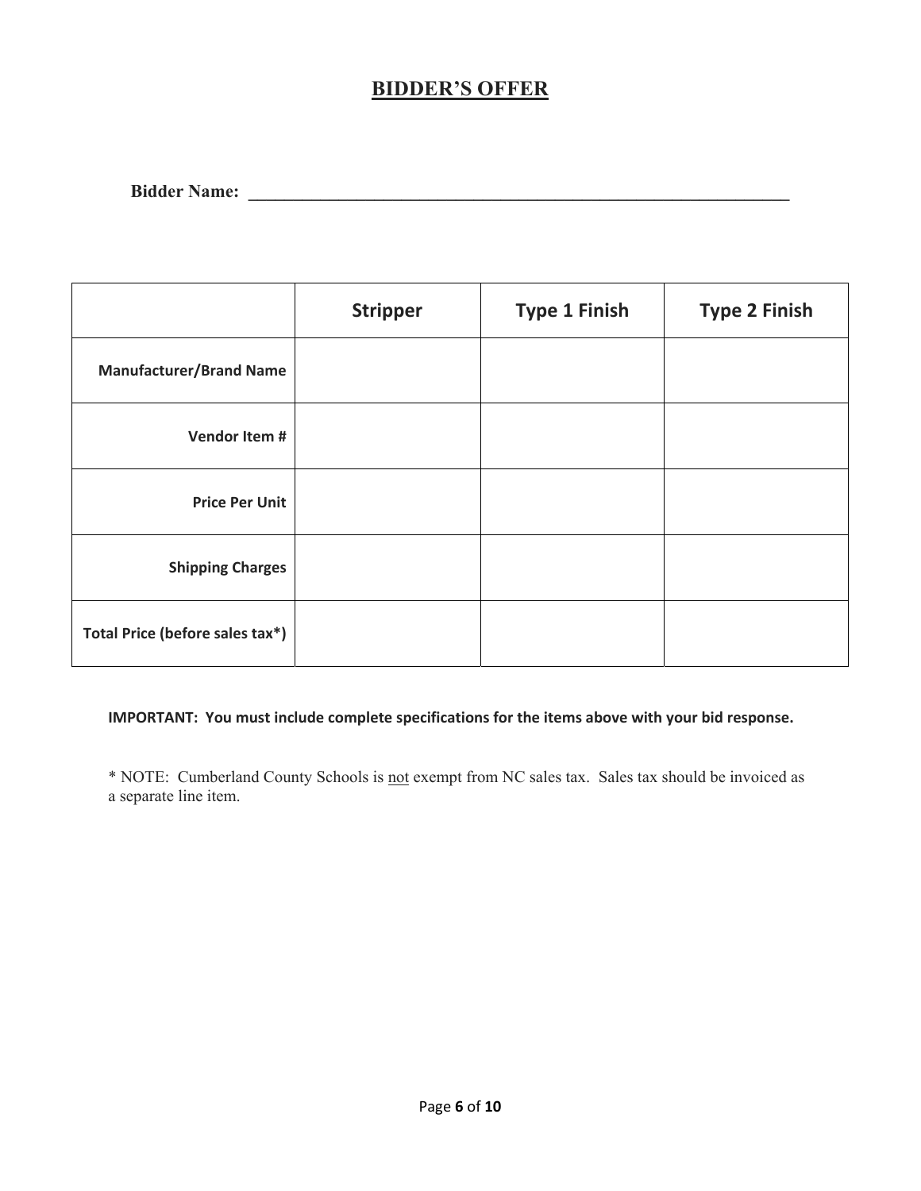# BIDDER'S OFFER

**Bidder Name: \_\_\_\_\_\_\_\_\_\_\_\_\_\_\_\_\_\_\_\_\_\_\_\_\_\_\_\_\_\_\_\_\_\_\_\_\_\_\_\_\_\_\_\_\_\_\_\_\_\_\_\_\_\_\_\_\_\_\_\_\_\_**

| | **Stripper** | **Type 1 Finish** | **Type 2 Finish** |
|---|---|---|---|
| **Manufacturer/Brand Name** | | | |
| **Vendor Item #** | | | |
| **Price Per Unit** | | | |
| **Shipping Charges** | | | |
| **Total Price (before sales tax*)** | | | |

**IMPORTANT: You must include complete specifications for the items above with your bid response.**

* NOTE: Cumberland County Schools is <u>not</u> exempt from NC sales tax. Sales tax should be invoiced as a separate line item.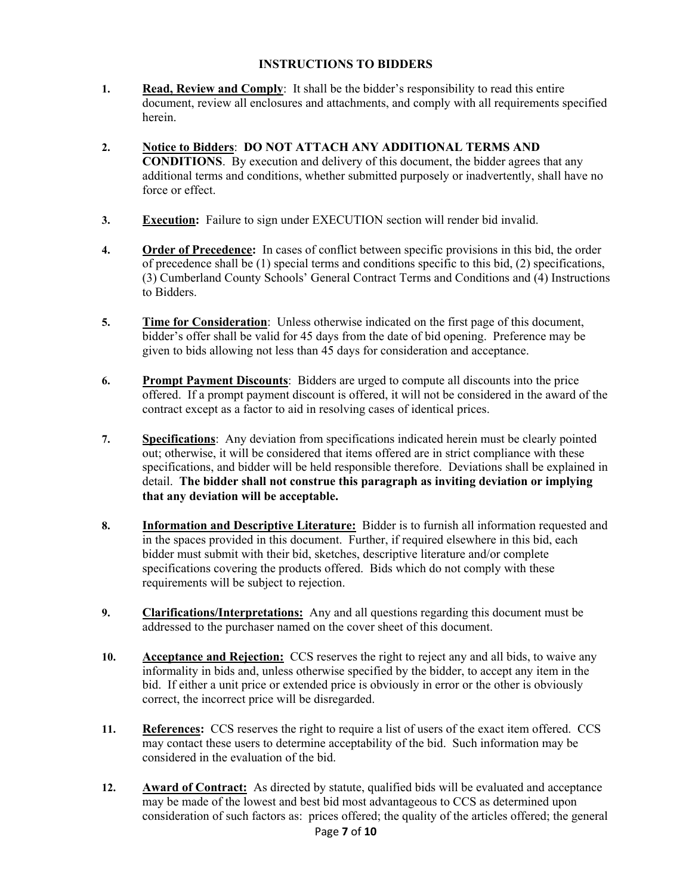## INSTRUCTIONS TO BIDDERS

1. **Read, Review and Comply**: It shall be the bidder's responsibility to read this entire document, review all enclosures and attachments, and comply with all requirements specified herein.

2. **Notice to Bidders**: **DO NOT ATTACH ANY ADDITIONAL TERMS AND CONDITIONS**. By execution and delivery of this document, the bidder agrees that any additional terms and conditions, whether submitted purposely or inadvertently, shall have no force or effect.

3. **Execution:** Failure to sign under EXECUTION section will render bid invalid.

4. **Order of Precedence:** In cases of conflict between specific provisions in this bid, the order of precedence shall be (1) special terms and conditions specific to this bid, (2) specifications, (3) Cumberland County Schools' General Contract Terms and Conditions and (4) Instructions to Bidders.

5. **Time for Consideration**: Unless otherwise indicated on the first page of this document, bidder's offer shall be valid for 45 days from the date of bid opening. Preference may be given to bids allowing not less than 45 days for consideration and acceptance.

6. **Prompt Payment Discounts**: Bidders are urged to compute all discounts into the price offered. If a prompt payment discount is offered, it will not be considered in the award of the contract except as a factor to aid in resolving cases of identical prices.

7. **Specifications**: Any deviation from specifications indicated herein must be clearly pointed out; otherwise, it will be considered that items offered are in strict compliance with these specifications, and bidder will be held responsible therefore. Deviations shall be explained in detail. **The bidder shall not construe this paragraph as inviting deviation or implying that any deviation will be acceptable.**

8. **Information and Descriptive Literature:** Bidder is to furnish all information requested and in the spaces provided in this document. Further, if required elsewhere in this bid, each bidder must submit with their bid, sketches, descriptive literature and/or complete specifications covering the products offered. Bids which do not comply with these requirements will be subject to rejection.

9. **Clarifications/Interpretations:** Any and all questions regarding this document must be addressed to the purchaser named on the cover sheet of this document.

10. **Acceptance and Rejection:** CCS reserves the right to reject any and all bids, to waive any informality in bids and, unless otherwise specified by the bidder, to accept any item in the bid. If either a unit price or extended price is obviously in error or the other is obviously correct, the incorrect price will be disregarded.

11. **References:** CCS reserves the right to require a list of users of the exact item offered. CCS may contact these users to determine acceptability of the bid. Such information may be considered in the evaluation of the bid.

12. **Award of Contract:** As directed by statute, qualified bids will be evaluated and acceptance may be made of the lowest and best bid most advantageous to CCS as determined upon consideration of such factors as: prices offered; the quality of the articles offered; the general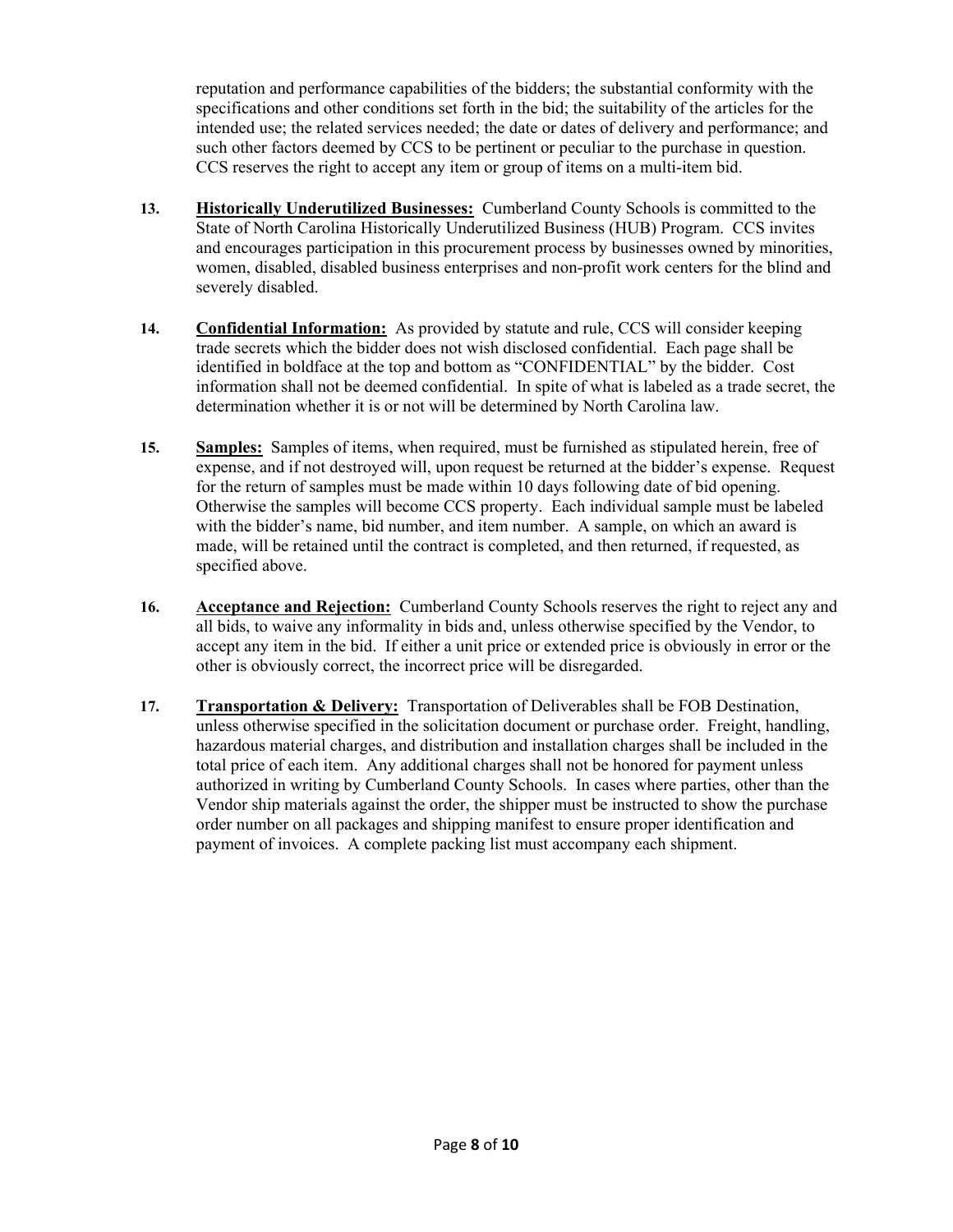reputation and performance capabilities of the bidders; the substantial conformity with the specifications and other conditions set forth in the bid; the suitability of the articles for the intended use; the related services needed; the date or dates of delivery and performance; and such other factors deemed by CCS to be pertinent or peculiar to the purchase in question. CCS reserves the right to accept any item or group of items on a multi-item bid.

**13. Historically Underutilized Businesses:** Cumberland County Schools is committed to the State of North Carolina Historically Underutilized Business (HUB) Program. CCS invites and encourages participation in this procurement process by businesses owned by minorities, women, disabled, disabled business enterprises and non-profit work centers for the blind and severely disabled.

**14. Confidential Information:** As provided by statute and rule, CCS will consider keeping trade secrets which the bidder does not wish disclosed confidential. Each page shall be identified in boldface at the top and bottom as "CONFIDENTIAL" by the bidder. Cost information shall not be deemed confidential. In spite of what is labeled as a trade secret, the determination whether it is or not will be determined by North Carolina law.

**15. Samples:** Samples of items, when required, must be furnished as stipulated herein, free of expense, and if not destroyed will, upon request be returned at the bidder's expense. Request for the return of samples must be made within 10 days following date of bid opening. Otherwise the samples will become CCS property. Each individual sample must be labeled with the bidder's name, bid number, and item number. A sample, on which an award is made, will be retained until the contract is completed, and then returned, if requested, as specified above.

**16. Acceptance and Rejection:** Cumberland County Schools reserves the right to reject any and all bids, to waive any informality in bids and, unless otherwise specified by the Vendor, to accept any item in the bid. If either a unit price or extended price is obviously in error or the other is obviously correct, the incorrect price will be disregarded.

**17. Transportation & Delivery:** Transportation of Deliverables shall be FOB Destination, unless otherwise specified in the solicitation document or purchase order. Freight, handling, hazardous material charges, and distribution and installation charges shall be included in the total price of each item. Any additional charges shall not be honored for payment unless authorized in writing by Cumberland County Schools. In cases where parties, other than the Vendor ship materials against the order, the shipper must be instructed to show the purchase order number on all packages and shipping manifest to ensure proper identification and payment of invoices. A complete packing list must accompany each shipment.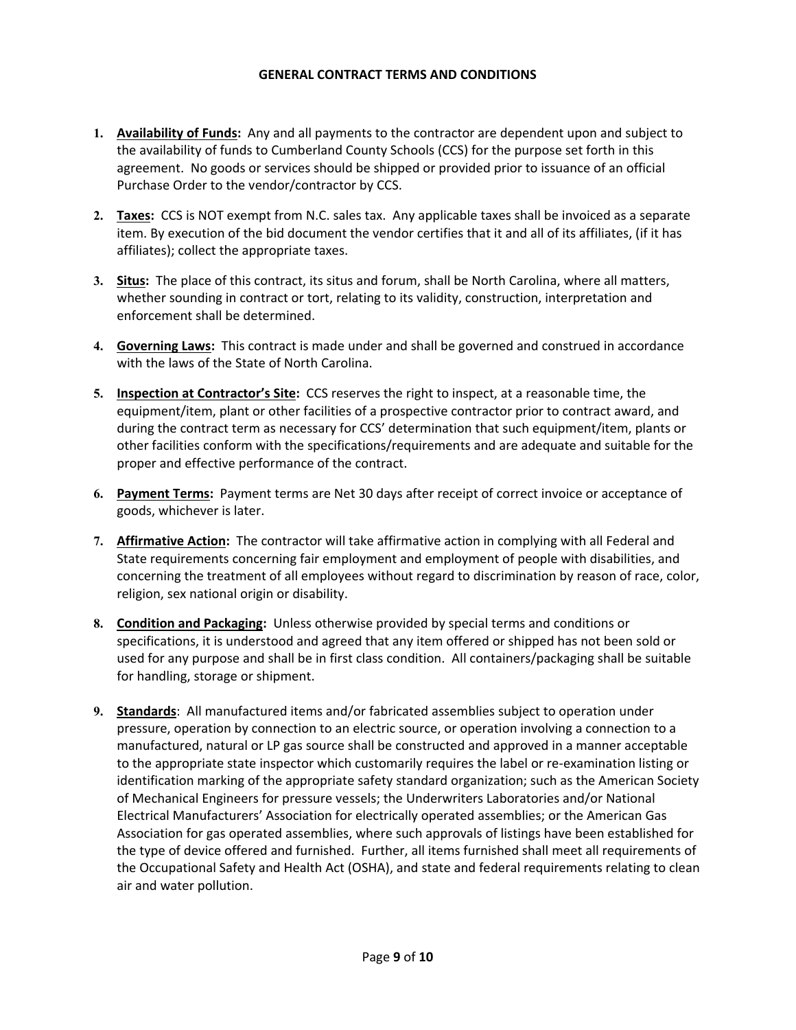# GENERAL CONTRACT TERMS AND CONDITIONS

1. **Availability of Funds:** Any and all payments to the contractor are dependent upon and subject to the availability of funds to Cumberland County Schools (CCS) for the purpose set forth in this agreement. No goods or services should be shipped or provided prior to issuance of an official Purchase Order to the vendor/contractor by CCS.

2. **Taxes:** CCS is NOT exempt from N.C. sales tax. Any applicable taxes shall be invoiced as a separate item. By execution of the bid document the vendor certifies that it and all of its affiliates, (if it has affiliates); collect the appropriate taxes.

3. **Situs:** The place of this contract, its situs and forum, shall be North Carolina, where all matters, whether sounding in contract or tort, relating to its validity, construction, interpretation and enforcement shall be determined.

4. **Governing Laws:** This contract is made under and shall be governed and construed in accordance with the laws of the State of North Carolina.

5. **Inspection at Contractor's Site:** CCS reserves the right to inspect, at a reasonable time, the equipment/item, plant or other facilities of a prospective contractor prior to contract award, and during the contract term as necessary for CCS' determination that such equipment/item, plants or other facilities conform with the specifications/requirements and are adequate and suitable for the proper and effective performance of the contract.

6. **Payment Terms:** Payment terms are Net 30 days after receipt of correct invoice or acceptance of goods, whichever is later.

7. **Affirmative Action:** The contractor will take affirmative action in complying with all Federal and State requirements concerning fair employment and employment of people with disabilities, and concerning the treatment of all employees without regard to discrimination by reason of race, color, religion, sex national origin or disability.

8. **Condition and Packaging:** Unless otherwise provided by special terms and conditions or specifications, it is understood and agreed that any item offered or shipped has not been sold or used for any purpose and shall be in first class condition. All containers/packaging shall be suitable for handling, storage or shipment.

9. **Standards**: All manufactured items and/or fabricated assemblies subject to operation under pressure, operation by connection to an electric source, or operation involving a connection to a manufactured, natural or LP gas source shall be constructed and approved in a manner acceptable to the appropriate state inspector which customarily requires the label or re-examination listing or identification marking of the appropriate safety standard organization; such as the American Society of Mechanical Engineers for pressure vessels; the Underwriters Laboratories and/or National Electrical Manufacturers' Association for electrically operated assemblies; or the American Gas Association for gas operated assemblies, where such approvals of listings have been established for the type of device offered and furnished. Further, all items furnished shall meet all requirements of the Occupational Safety and Health Act (OSHA), and state and federal requirements relating to clean air and water pollution.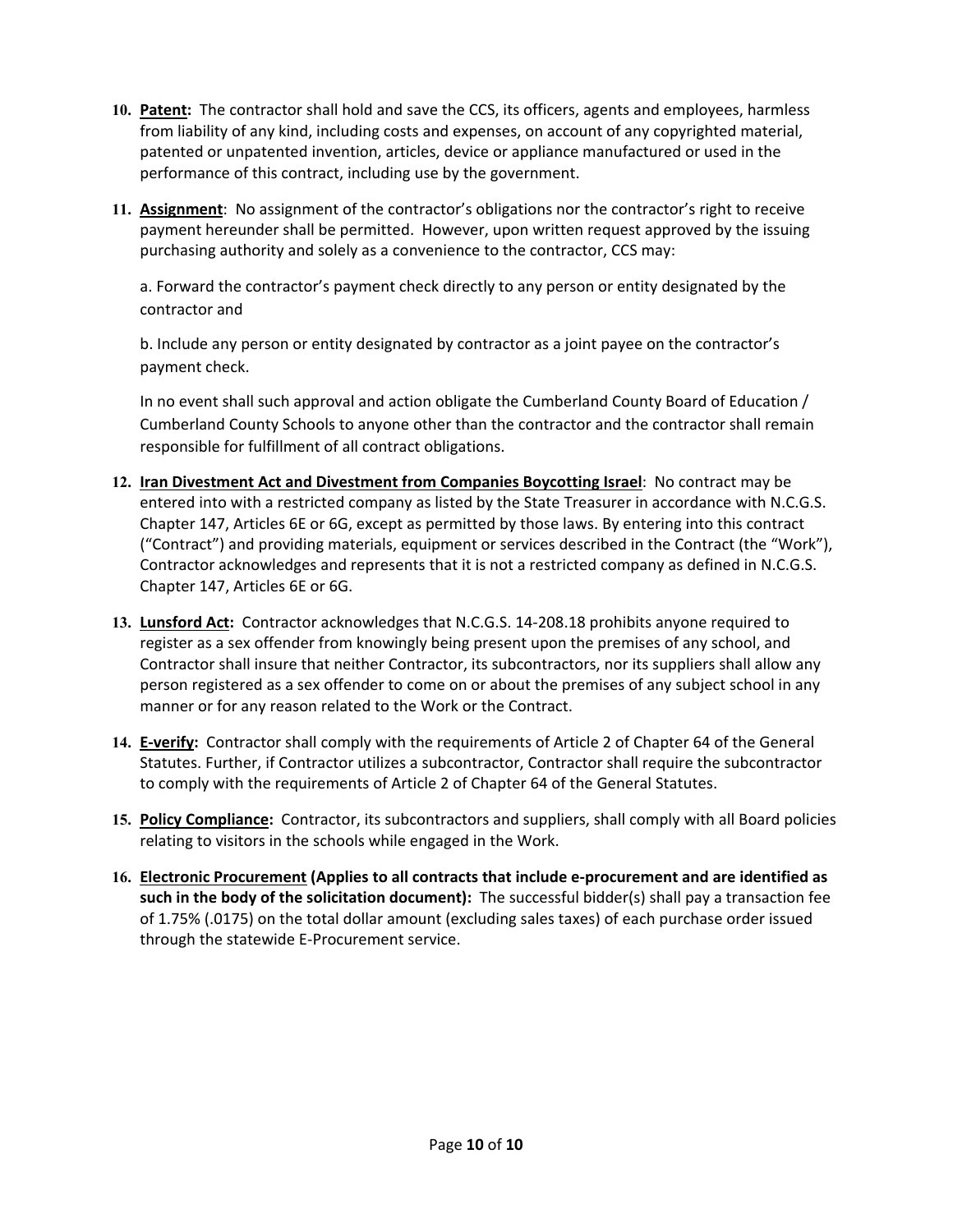10. **Patent:** The contractor shall hold and save the CCS, its officers, agents and employees, harmless from liability of any kind, including costs and expenses, on account of any copyrighted material, patented or unpatented invention, articles, device or appliance manufactured or used in the performance of this contract, including use by the government.

11. **Assignment**: No assignment of the contractor's obligations nor the contractor's right to receive payment hereunder shall be permitted. However, upon written request approved by the issuing purchasing authority and solely as a convenience to the contractor, CCS may:

    a. Forward the contractor's payment check directly to any person or entity designated by the contractor and

    b. Include any person or entity designated by contractor as a joint payee on the contractor's payment check.

    In no event shall such approval and action obligate the Cumberland County Board of Education / Cumberland County Schools to anyone other than the contractor and the contractor shall remain responsible for fulfillment of all contract obligations.

12. **Iran Divestment Act and Divestment from Companies Boycotting Israel**: No contract may be entered into with a restricted company as listed by the State Treasurer in accordance with N.C.G.S. Chapter 147, Articles 6E or 6G, except as permitted by those laws. By entering into this contract ("Contract") and providing materials, equipment or services described in the Contract (the "Work"), Contractor acknowledges and represents that it is not a restricted company as defined in N.C.G.S. Chapter 147, Articles 6E or 6G.

13. **Lunsford Act:** Contractor acknowledges that N.C.G.S. 14-208.18 prohibits anyone required to register as a sex offender from knowingly being present upon the premises of any school, and Contractor shall insure that neither Contractor, its subcontractors, nor its suppliers shall allow any person registered as a sex offender to come on or about the premises of any subject school in any manner or for any reason related to the Work or the Contract.

14. **E-verify:** Contractor shall comply with the requirements of Article 2 of Chapter 64 of the General Statutes. Further, if Contractor utilizes a subcontractor, Contractor shall require the subcontractor to comply with the requirements of Article 2 of Chapter 64 of the General Statutes.

15. **Policy Compliance:** Contractor, its subcontractors and suppliers, shall comply with all Board policies relating to visitors in the schools while engaged in the Work.

16. **Electronic Procurement (Applies to all contracts that include e-procurement and are identified as such in the body of the solicitation document):** The successful bidder(s) shall pay a transaction fee of 1.75% (.0175) on the total dollar amount (excluding sales taxes) of each purchase order issued through the statewide E-Procurement service.